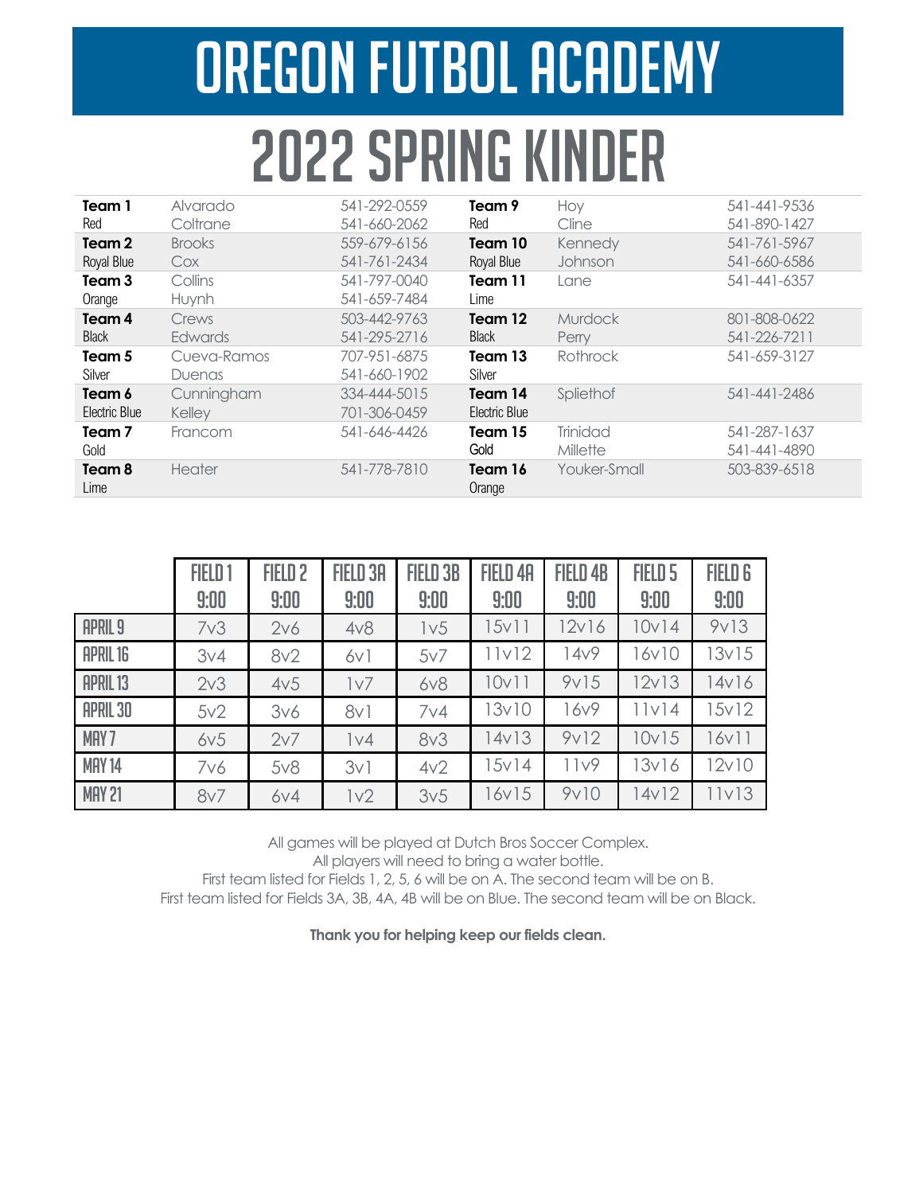# OREGON FUTBOL ACADEMY

# 2022 SPRING KINDER

| | | | | | |
|---|---|---|---|---|---|
| **Team 1** Red | Alvarado<br>Coltrane | 541-292-0559<br>541-660-2062 | **Team 9** Red | Hoy<br>Cline | 541-441-9536<br>541-890-1427 |
| **Team 2** Royal Blue | Brooks<br>Cox | 559-679-6156<br>541-761-2434 | **Team 10** Royal Blue | Kennedy<br>Johnson | 541-761-5967<br>541-660-6586 |
| **Team 3** Orange | Collins<br>Huynh | 541-797-0040<br>541-659-7484 | **Team 11** Lime | Lane | 541-441-6357 |
| **Team 4** Black | Crews<br>Edwards | 503-442-9763<br>541-295-2716 | **Team 12** Black | Murdock<br>Perry | 801-808-0622<br>541-226-7211 |
| **Team 5** Silver | Cueva-Ramos<br>Duenas | 707-951-6875<br>541-660-1902 | **Team 13** Silver | Rothrock | 541-659-3127 |
| **Team 6** Electric Blue | Cunningham<br>Kelley | 334-444-5015<br>701-306-0459 | **Team 14** Electric Blue | Spliethof | 541-441-2486 |
| **Team 7** Gold | Francom | 541-646-4426 | **Team 15** Gold | Trinidad<br>Millette | 541-287-1637<br>541-441-4890 |
| **Team 8** Lime | Heater | 541-778-7810 | **Team 16** Orange | Youker-Small | 503-839-6518 |

| | FIELD 1 9:00 | FIELD 2 9:00 | FIELD 3A 9:00 | FIELD 3B 9:00 | FIELD 4A 9:00 | FIELD 4B 9:00 | FIELD 5 9:00 | FIELD 6 9:00 |
|---|---|---|---|---|---|---|---|---|
| APRIL 9 | 7v3 | 2v6 | 4v8 | 1v5 | 15v11 | 12v16 | 10v14 | 9v13 |
| APRIL 16 | 3v4 | 8v2 | 6v1 | 5v7 | 11v12 | 14v9 | 16v10 | 13v15 |
| APRIL 13 | 2v3 | 4v5 | 1v7 | 6v8 | 10v11 | 9v15 | 12v13 | 14v16 |
| APRIL 30 | 5v2 | 3v6 | 8v1 | 7v4 | 13v10 | 16v9 | 11v14 | 15v12 |
| MAY 7 | 6v5 | 2v7 | 1v4 | 8v3 | 14v13 | 9v12 | 10v15 | 16v11 |
| MAY 14 | 7v6 | 5v8 | 3v1 | 4v2 | 15v14 | 11v9 | 13v16 | 12v10 |
| MAY 21 | 8v7 | 6v4 | 1v2 | 3v5 | 16v15 | 9v10 | 14v12 | 11v13 |

All games will be played at Dutch Bros Soccer Complex.
All players will need to bring a water bottle.
First team listed for Fields 1, 2, 5, 6 will be on A. The second team will be on B.
First team listed for Fields 3A, 3B, 4A, 4B will be on Blue. The second team will be on Black.

**Thank you for helping keep our fields clean.**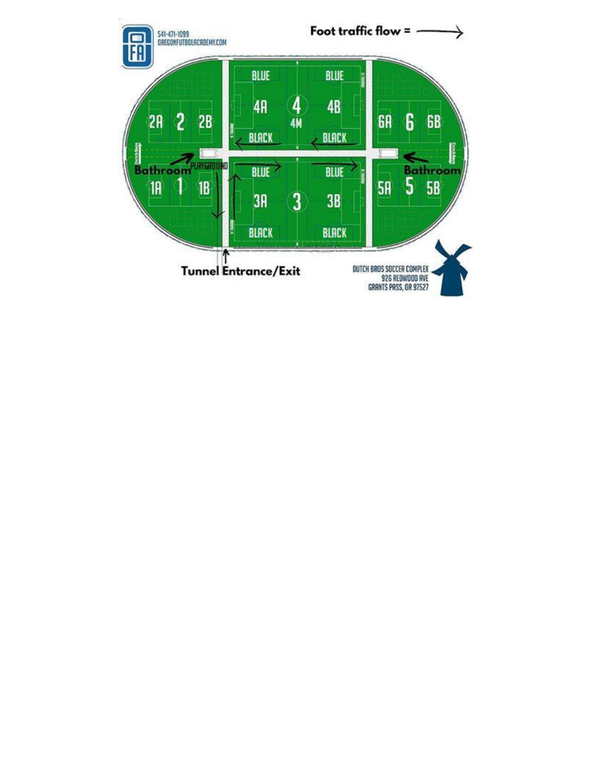541-471-1099
OREGONFUTBOLACADEMY.COM

Foot traffic flow = →

BLUE
BLUE
4A
4
4B
4M
2A
2
2B
6A
6
6B
BLACK
BLACK
Bathroom
PLAYGROUND
Bathroom
BLUE
BLUE
1A
1
1B
3A
3
3B
5A
5
5B
BLACK
BLACK

Tunnel Entrance/Exit

DUTCH BROS SOCCER COMPLEX
926 REDWOOD AVE
GRANTS PASS, OR 97527